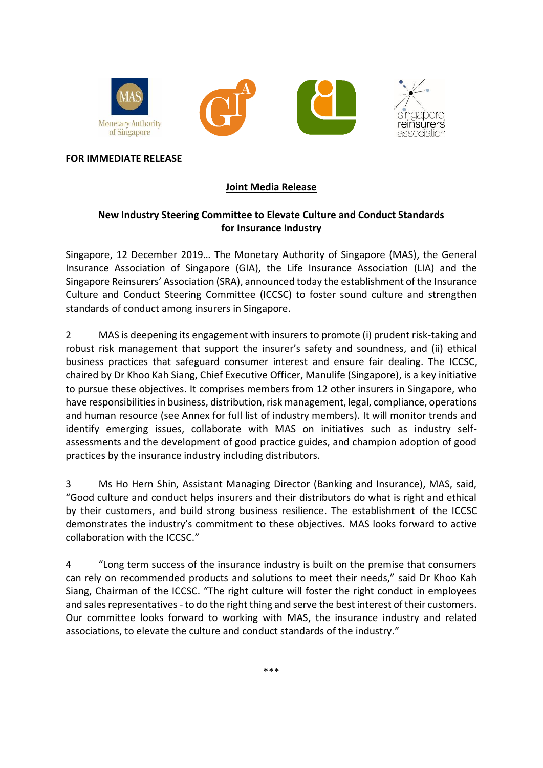**FOR IMMEDIATE RELEASE**

**Joint Media Release**

**New Industry Steering Committee to Elevate Culture and Conduct Standards for Insurance Industry**

Singapore, 12 December 2019… The Monetary Authority of Singapore (MAS), the General Insurance Association of Singapore (GIA), the Life Insurance Association (LIA) and the Singapore Reinsurers' Association (SRA), announced today the establishment of the Insurance Culture and Conduct Steering Committee (ICCSC) to foster sound culture and strengthen standards of conduct among insurers in Singapore.

2 MAS is deepening its engagement with insurers to promote (i) prudent risk-taking and robust risk management that support the insurer's safety and soundness, and (ii) ethical business practices that safeguard consumer interest and ensure fair dealing. The ICCSC, chaired by Dr Khoo Kah Siang, Chief Executive Officer, Manulife (Singapore), is a key initiative to pursue these objectives. It comprises members from 12 other insurers in Singapore, who have responsibilities in business, distribution, risk management, legal, compliance, operations and human resource (see Annex for full list of industry members). It will monitor trends and identify emerging issues, collaborate with MAS on initiatives such as industry self-assessments and the development of good practice guides, and champion adoption of good practices by the insurance industry including distributors.

3 Ms Ho Hern Shin, Assistant Managing Director (Banking and Insurance), MAS, said, "Good culture and conduct helps insurers and their distributors do what is right and ethical by their customers, and build strong business resilience. The establishment of the ICCSC demonstrates the industry's commitment to these objectives. MAS looks forward to active collaboration with the ICCSC."

4 "Long term success of the insurance industry is built on the premise that consumers can rely on recommended products and solutions to meet their needs," said Dr Khoo Kah Siang, Chairman of the ICCSC. "The right culture will foster the right conduct in employees and sales representatives - to do the right thing and serve the best interest of their customers. Our committee looks forward to working with MAS, the insurance industry and related associations, to elevate the culture and conduct standards of the industry."

***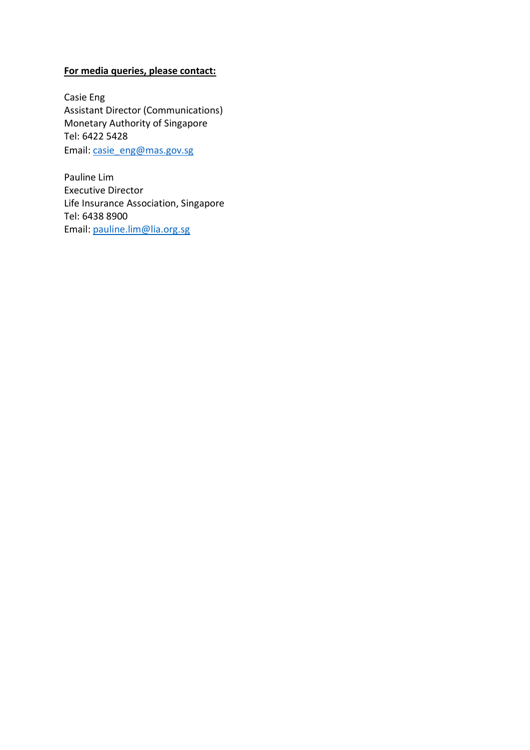**<u>For media queries, please contact:</u>**

Casie Eng
Assistant Director (Communications)
Monetary Authority of Singapore
Tel: 6422 5428
Email: casie_eng@mas.gov.sg

Pauline Lim
Executive Director
Life Insurance Association, Singapore
Tel: 6438 8900
Email: pauline.lim@lia.org.sg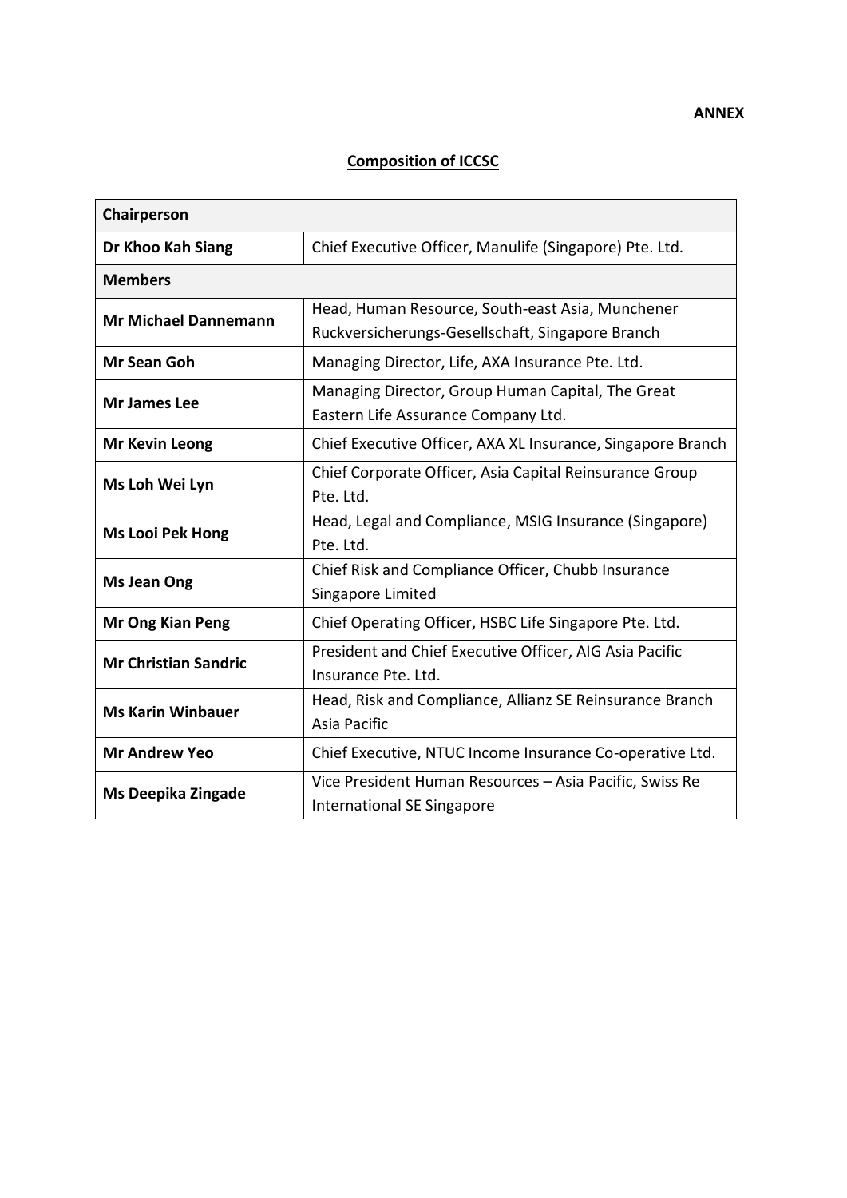**ANNEX**

## Composition of ICCSC

| | |
|---|---|
| **Chairperson** | |
| **Dr Khoo Kah Siang** | Chief Executive Officer, Manulife (Singapore) Pte. Ltd. |
| **Members** | |
| **Mr Michael Dannemann** | Head, Human Resource, South-east Asia, Munchener Ruckversicherungs-Gesellschaft, Singapore Branch |
| **Mr Sean Goh** | Managing Director, Life, AXA Insurance Pte. Ltd. |
| **Mr James Lee** | Managing Director, Group Human Capital, The Great Eastern Life Assurance Company Ltd. |
| **Mr Kevin Leong** | Chief Executive Officer, AXA XL Insurance, Singapore Branch |
| **Ms Loh Wei Lyn** | Chief Corporate Officer, Asia Capital Reinsurance Group Pte. Ltd. |
| **Ms Looi Pek Hong** | Head, Legal and Compliance, MSIG Insurance (Singapore) Pte. Ltd. |
| **Ms Jean Ong** | Chief Risk and Compliance Officer, Chubb Insurance Singapore Limited |
| **Mr Ong Kian Peng** | Chief Operating Officer, HSBC Life Singapore Pte. Ltd. |
| **Mr Christian Sandric** | President and Chief Executive Officer, AIG Asia Pacific Insurance Pte. Ltd. |
| **Ms Karin Winbauer** | Head, Risk and Compliance, Allianz SE Reinsurance Branch Asia Pacific |
| **Mr Andrew Yeo** | Chief Executive, NTUC Income Insurance Co-operative Ltd. |
| **Ms Deepika Zingade** | Vice President Human Resources – Asia Pacific, Swiss Re International SE Singapore |